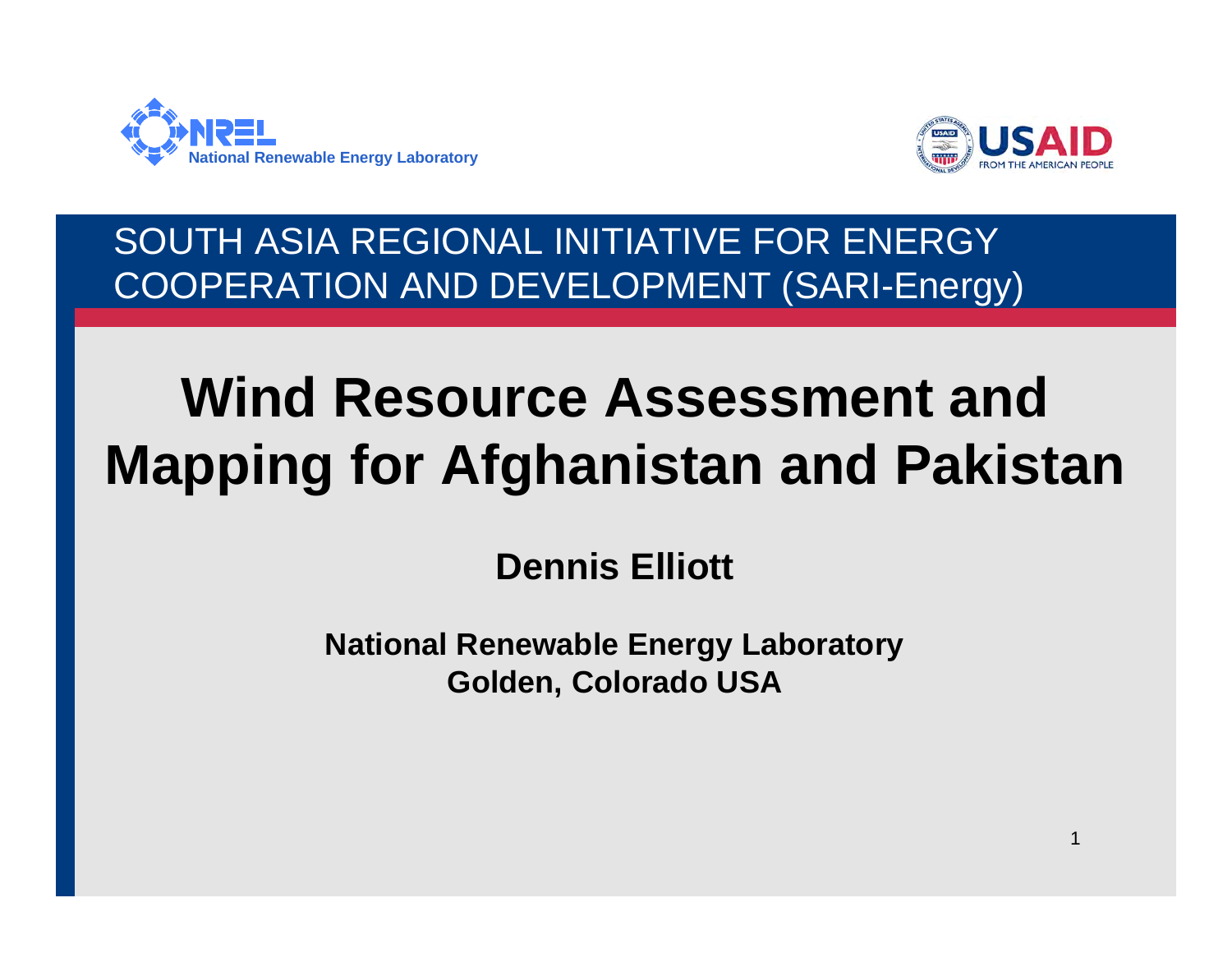National Renewable Energy Laboratory

USAID FROM THE AMERICAN PEOPLE

SOUTH ASIA REGIONAL INITIATIVE FOR ENERGY COOPERATION AND DEVELOPMENT (SARI-Energy)

# Wind Resource Assessment and Mapping for Afghanistan and Pakistan

**Dennis Elliott**

**National Renewable Energy Laboratory**
**Golden, Colorado USA**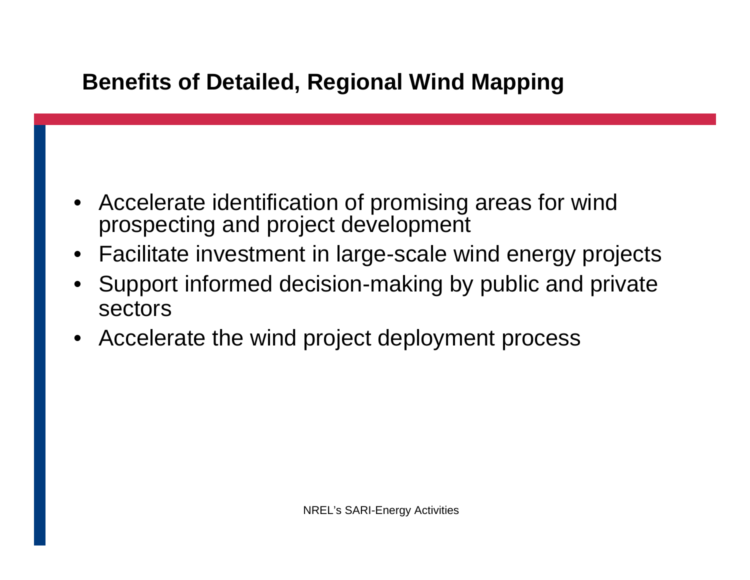## Benefits of Detailed, Regional Wind Mapping

- Accelerate identification of promising areas for wind prospecting and project development
- Facilitate investment in large-scale wind energy projects
- Support informed decision-making by public and private sectors
- Accelerate the wind project deployment process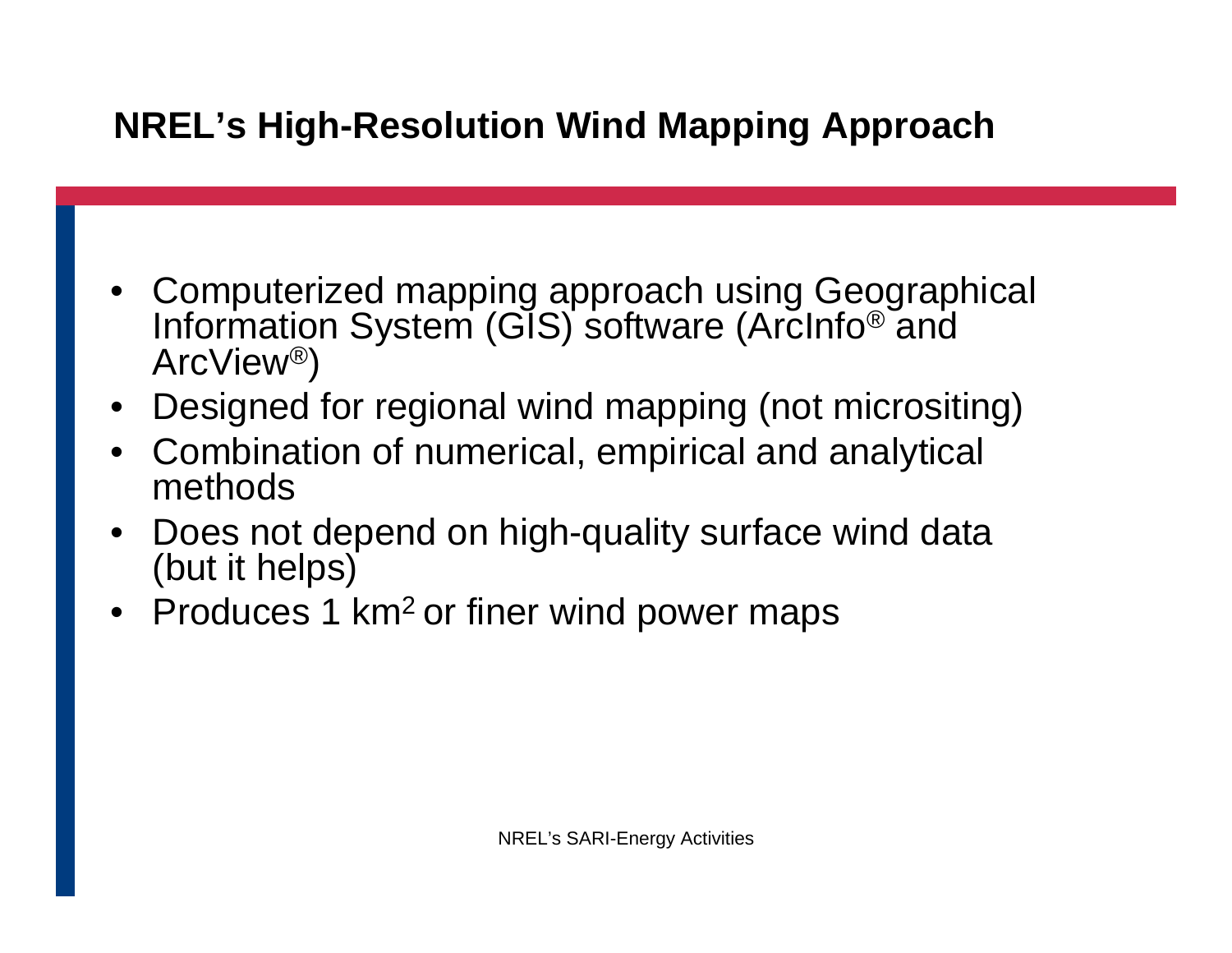## NREL's High-Resolution Wind Mapping Approach

- Computerized mapping approach using Geographical Information System (GIS) software (ArcInfo® and ArcView®)
- Designed for regional wind mapping (not micrositing)
- Combination of numerical, empirical and analytical methods
- Does not depend on high-quality surface wind data (but it helps)
- Produces 1 $km^2$ or finer wind power maps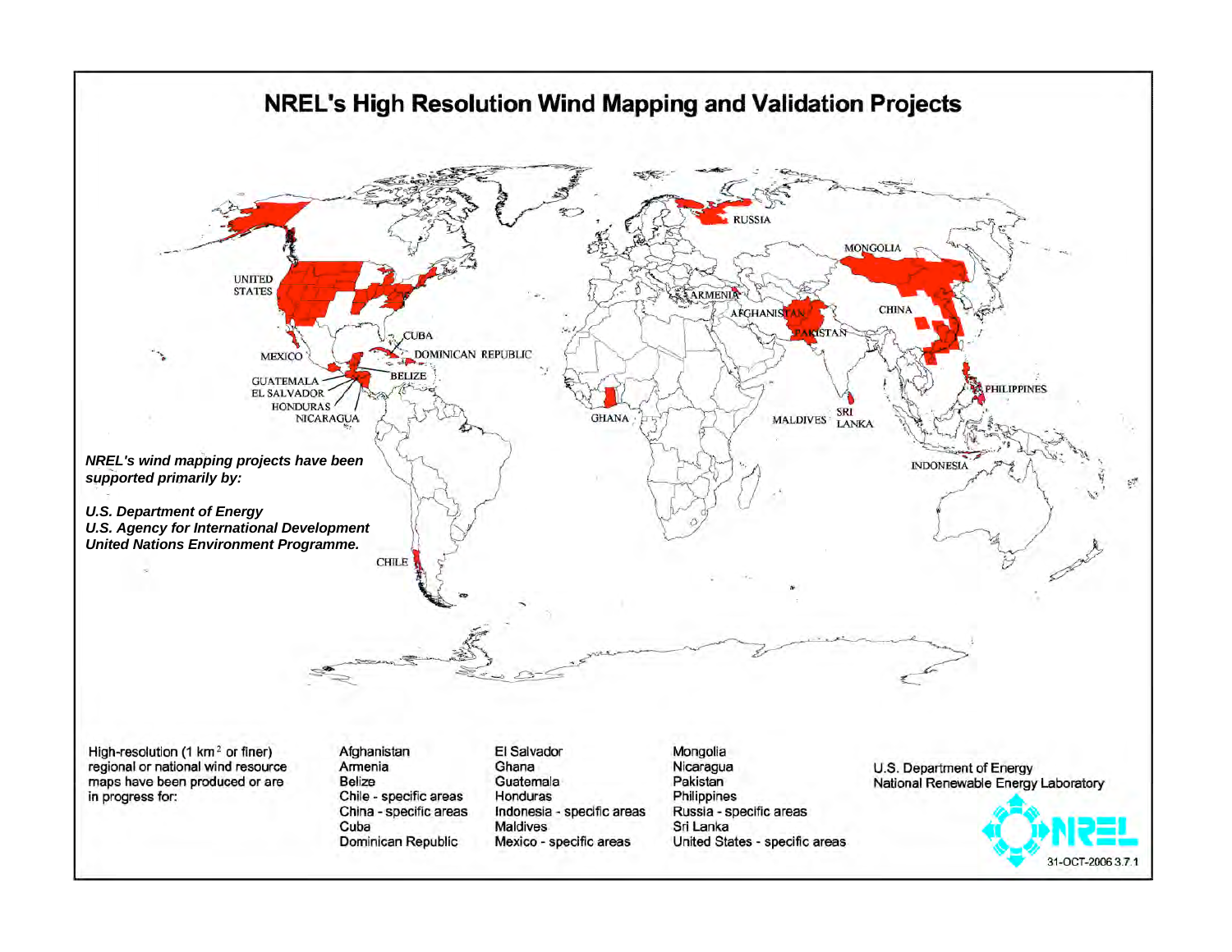# NREL's High Resolution Wind Mapping and Validation Projects

UNITED STATES

RUSSIA

MONGOLIA

ARMENIA

AFGHANISTAN

CHINA

PAKISTAN

CUBA

MEXICO

DOMINICAN REPUBLIC

GUATEMALA

EL SALVADOR

HONDURAS

NICARAGUA

BELIZE

PHILIPPINES

GHANA

MALDIVES

SRI LANKA

INDONESIA

CHILE

***NREL's wind mapping projects have been supported primarily by:***

***U.S. Department of Energy***
***U.S. Agency for International Development***
***United Nations Environment Programme.***

High-resolution (1 km$^2$ or finer) regional or national wind resource maps have been produced or are in progress for:

- Afghanistan
- Armenia
- Belize
- Chile - specific areas
- China - specific areas
- Cuba
- Dominican Republic
- El Salvador
- Ghana
- Guatemala
- Honduras
- Indonesia - specific areas
- Maldives
- Mexico - specific areas
- Mongolia
- Nicaragua
- Pakistan
- Philippines
- Russia - specific areas
- Sri Lanka
- United States - specific areas

U.S. Department of Energy
National Renewable Energy Laboratory

NREL

31-OCT-2006 3.7.1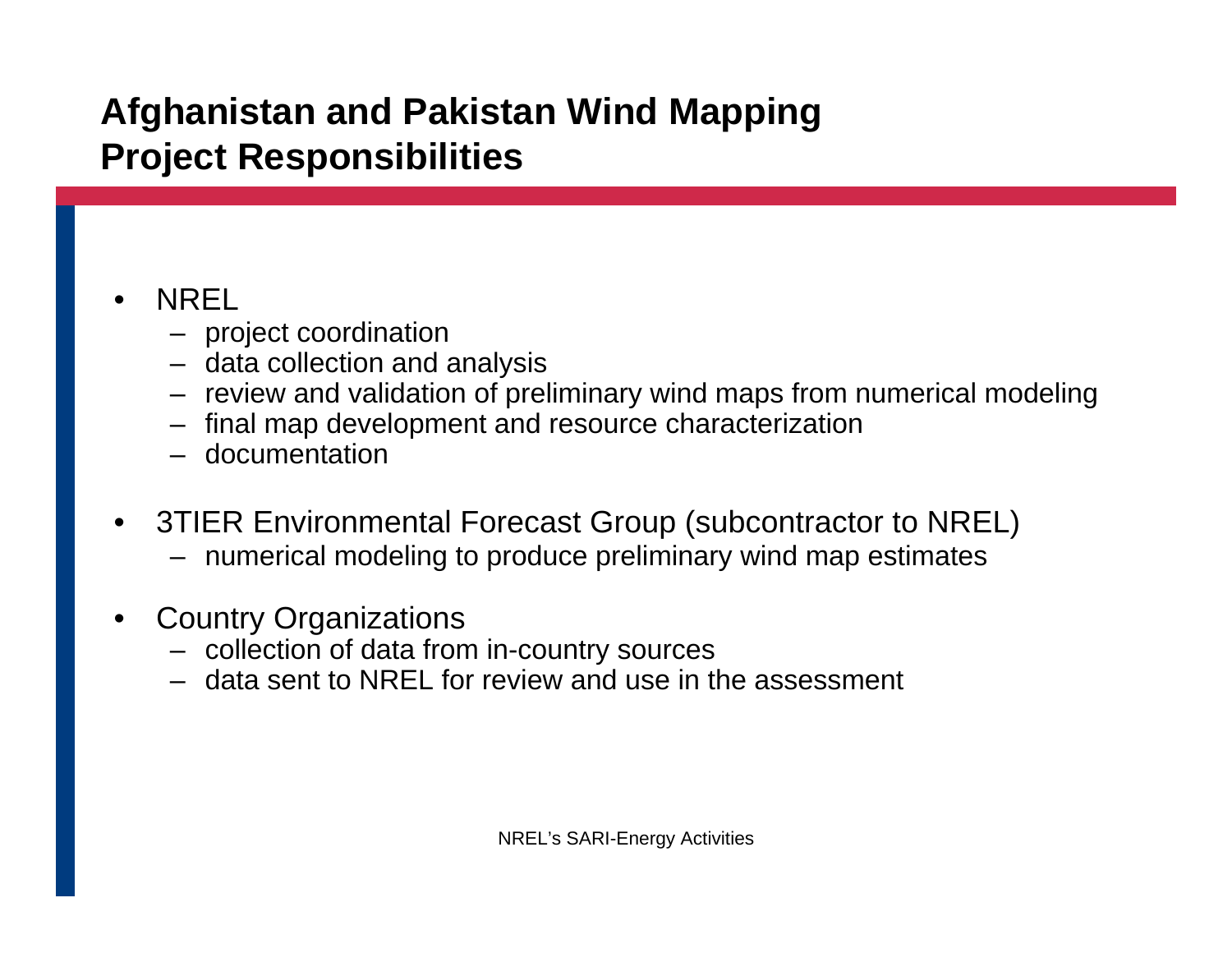# Afghanistan and Pakistan Wind Mapping Project Responsibilities

- NREL
  - project coordination
  - data collection and analysis
  - review and validation of preliminary wind maps from numerical modeling
  - final map development and resource characterization
  - documentation
- 3TIER Environmental Forecast Group (subcontractor to NREL)
  - numerical modeling to produce preliminary wind map estimates
- Country Organizations
  - collection of data from in-country sources
  - data sent to NREL for review and use in the assessment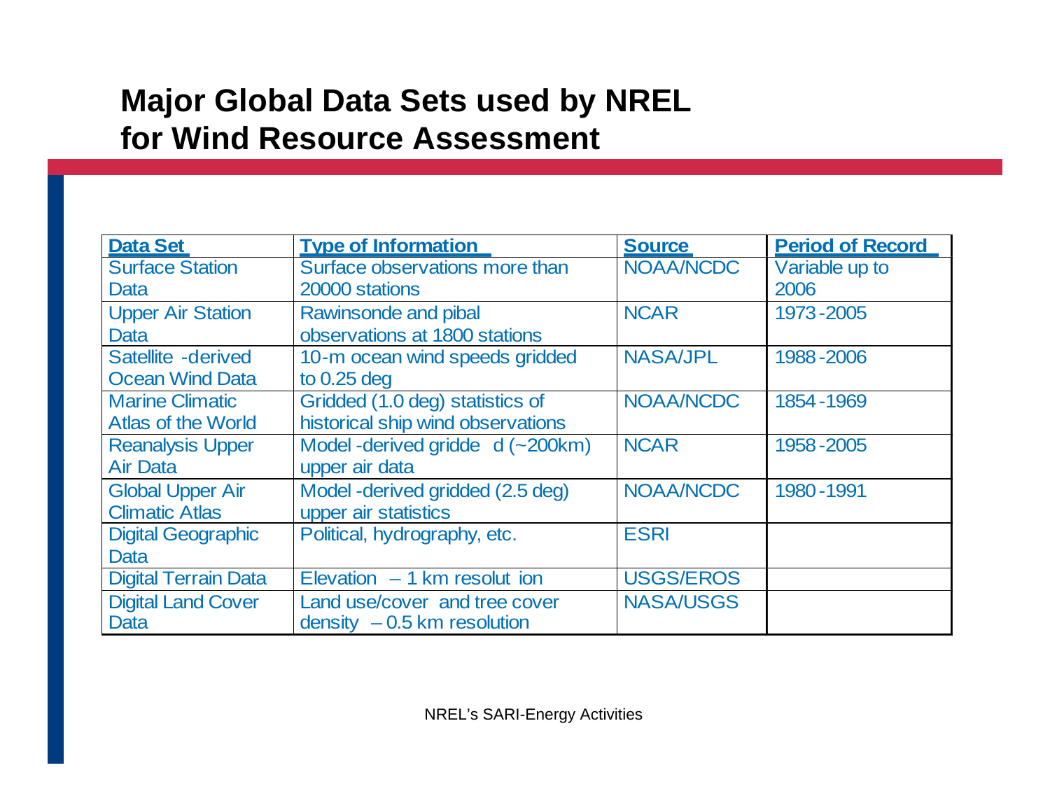# Major Global Data Sets used by NREL for Wind Resource Assessment

| Data Set | Type of Information | Source | Period of Record |
|---|---|---|---|
| Surface Station Data | Surface observations more than 20000 stations | NOAA/NCDC | Variable up to 2006 |
| Upper Air Station Data | Rawinsonde and pibal observations at 1800 stations | NCAR | 1973-2005 |
| Satellite -derived Ocean Wind Data | 10-m ocean wind speeds gridded to 0.25 deg | NASA/JPL | 1988-2006 |
| Marine Climatic Atlas of the World | Gridded (1.0 deg) statistics of historical ship wind observations | NOAA/NCDC | 1854-1969 |
| Reanalysis Upper Air Data | Model-derived gridded (~200km) upper air data | NCAR | 1958-2005 |
| Global Upper Air Climatic Atlas | Model-derived gridded (2.5 deg) upper air statistics | NOAA/NCDC | 1980-1991 |
| Digital Geographic Data | Political, hydrography, etc. | ESRI | |
| Digital Terrain Data | Elevation – 1 km resolution | USGS/EROS | |
| Digital Land Cover Data | Land use/cover and tree cover density – 0.5 km resolution | NASA/USGS | |

NREL's SARI-Energy Activities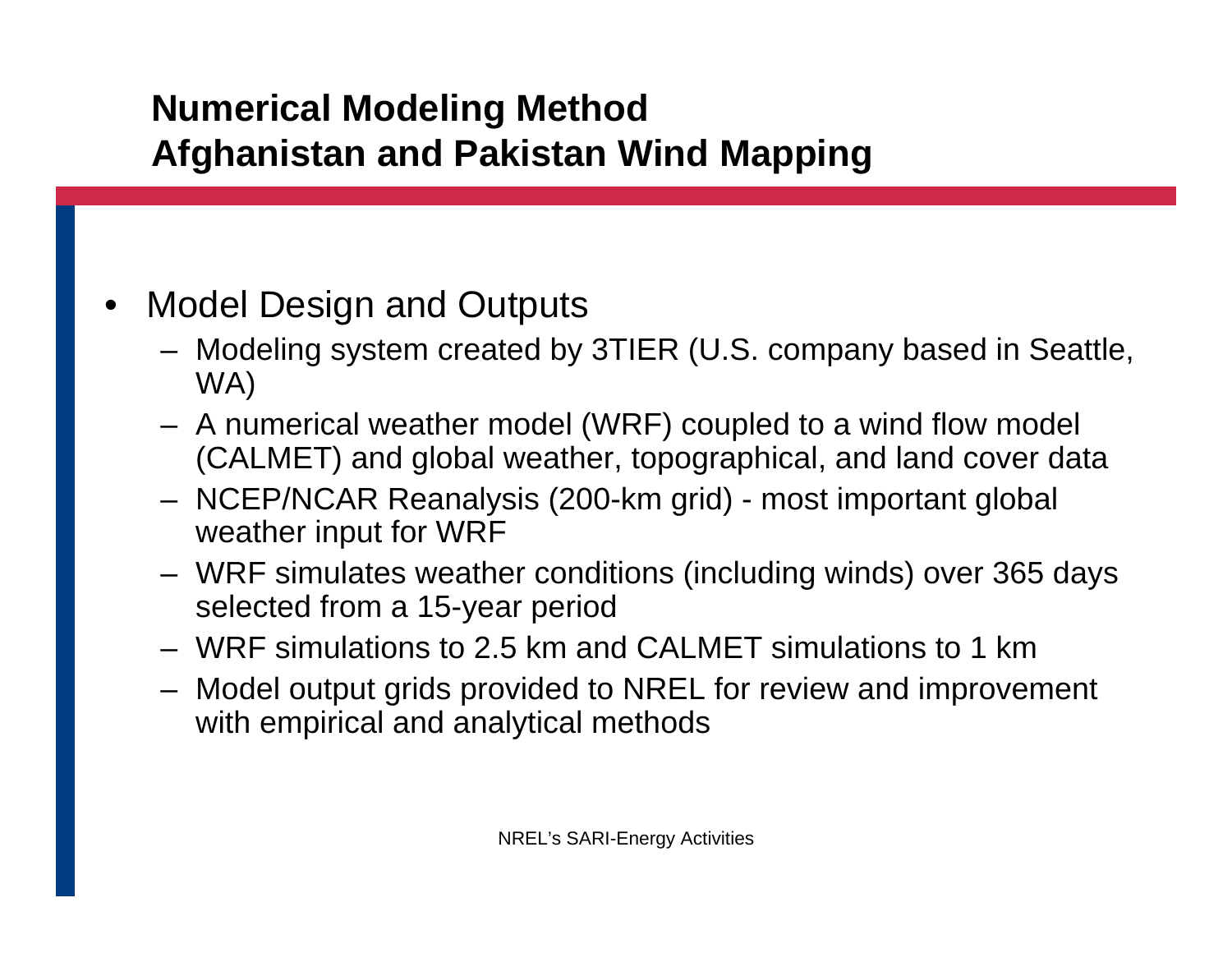# Numerical Modeling Method
# Afghanistan and Pakistan Wind Mapping

- Model Design and Outputs
  - Modeling system created by 3TIER (U.S. company based in Seattle, WA)
  - A numerical weather model (WRF) coupled to a wind flow model (CALMET) and global weather, topographical, and land cover data
  - NCEP/NCAR Reanalysis (200-km grid) - most important global weather input for WRF
  - WRF simulates weather conditions (including winds) over 365 days selected from a 15-year period
  - WRF simulations to 2.5 km and CALMET simulations to 1 km
  - Model output grids provided to NREL for review and improvement with empirical and analytical methods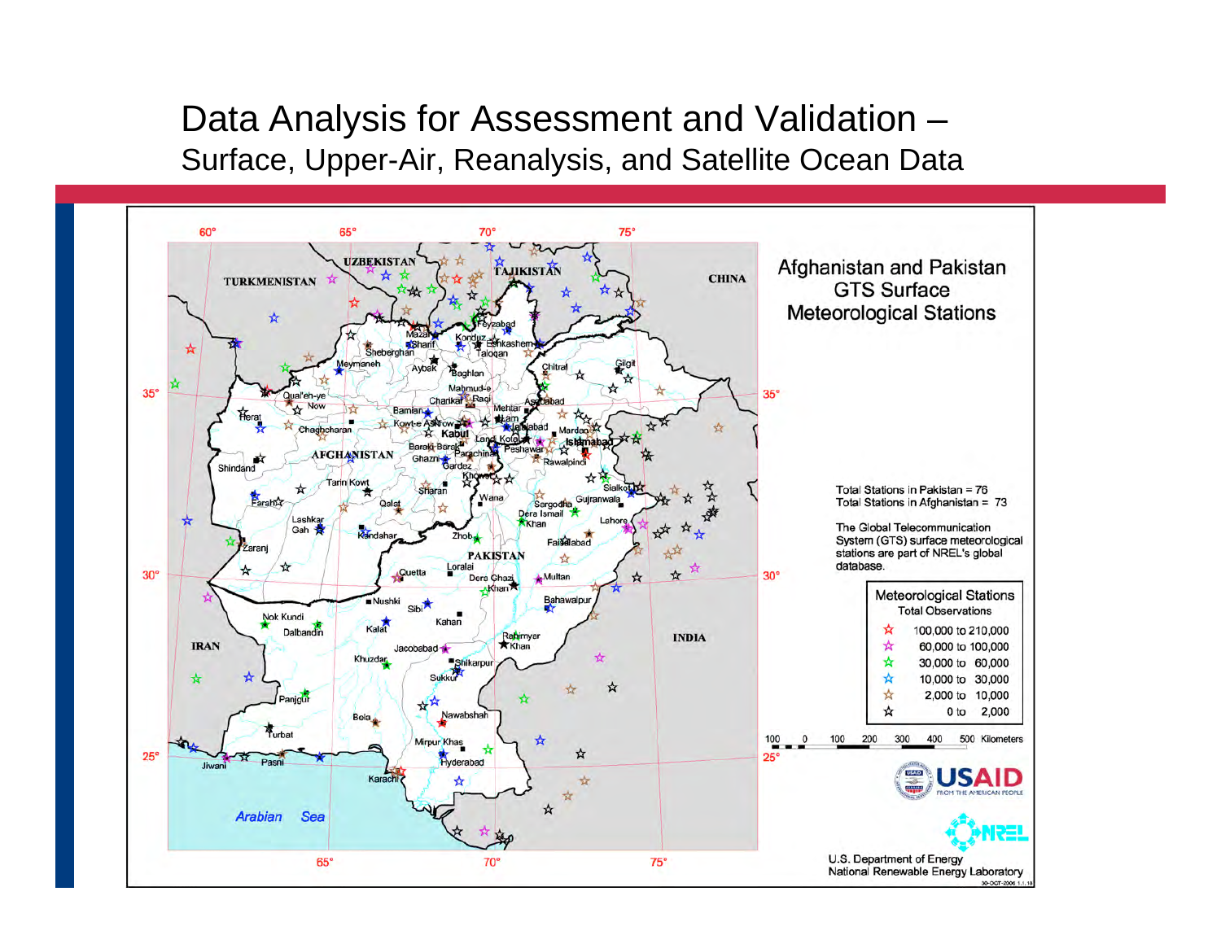# Data Analysis for Assessment and Validation –
## Surface, Upper-Air, Reanalysis, and Satellite Ocean Data

**Afghanistan and Pakistan GTS Surface Meteorological Stations**

Total Stations in Pakistan = 76
Total Stations in Afghanistan = 73

The Global Telecommunication System (GTS) surface meteorological stations are part of NREL's global database.

| Meteorological Stations Total Observations |
|---|
| 100,000 to 210,000 |
| 60,000 to 100,000 |
| 30,000 to 60,000 |
| 10,000 to 30,000 |
| 2,000 to 10,000 |
| 0 to 2,000 |

U.S. Department of Energy
National Renewable Energy Laboratory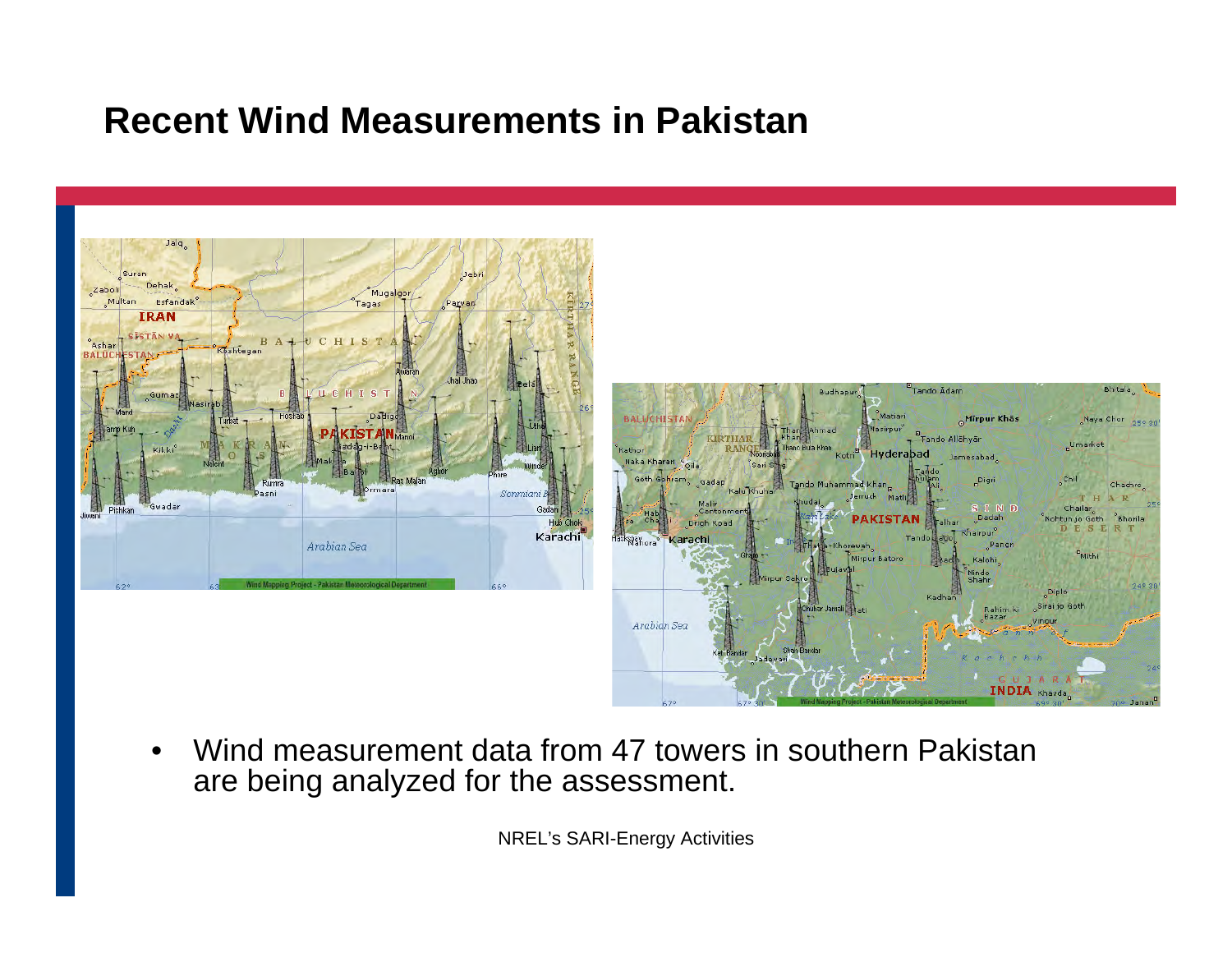# Recent Wind Measurements in Pakistan

- Wind measurement data from 47 towers in southern Pakistan are being analyzed for the assessment.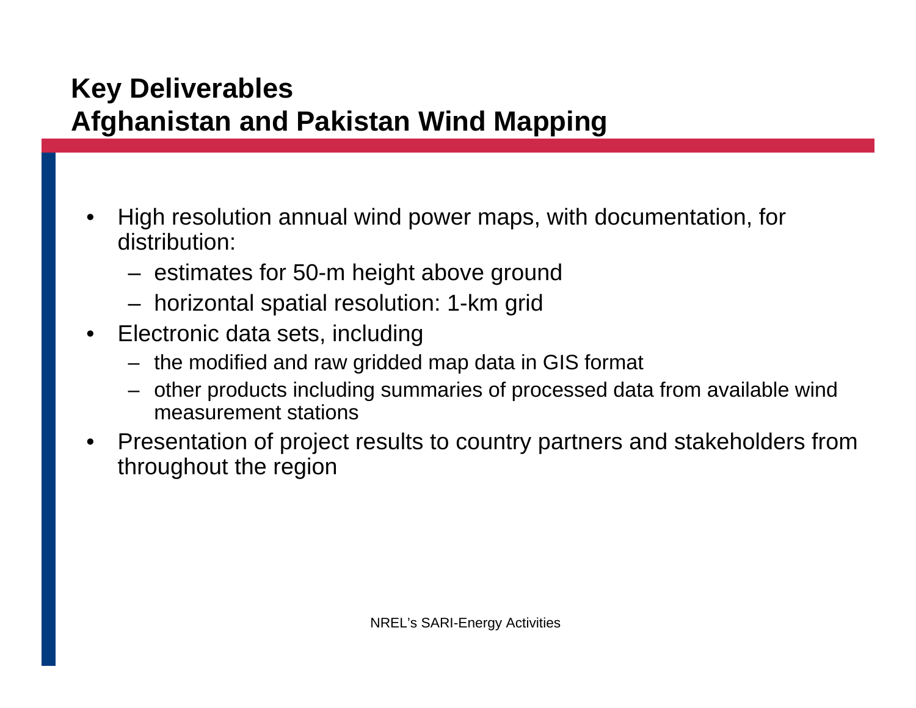# Key Deliverables
# Afghanistan and Pakistan Wind Mapping

- High resolution annual wind power maps, with documentation, for distribution:
  - estimates for 50-m height above ground
  - horizontal spatial resolution: 1-km grid
- Electronic data sets, including
  - the modified and raw gridded map data in GIS format
  - other products including summaries of processed data from available wind measurement stations
- Presentation of project results to country partners and stakeholders from throughout the region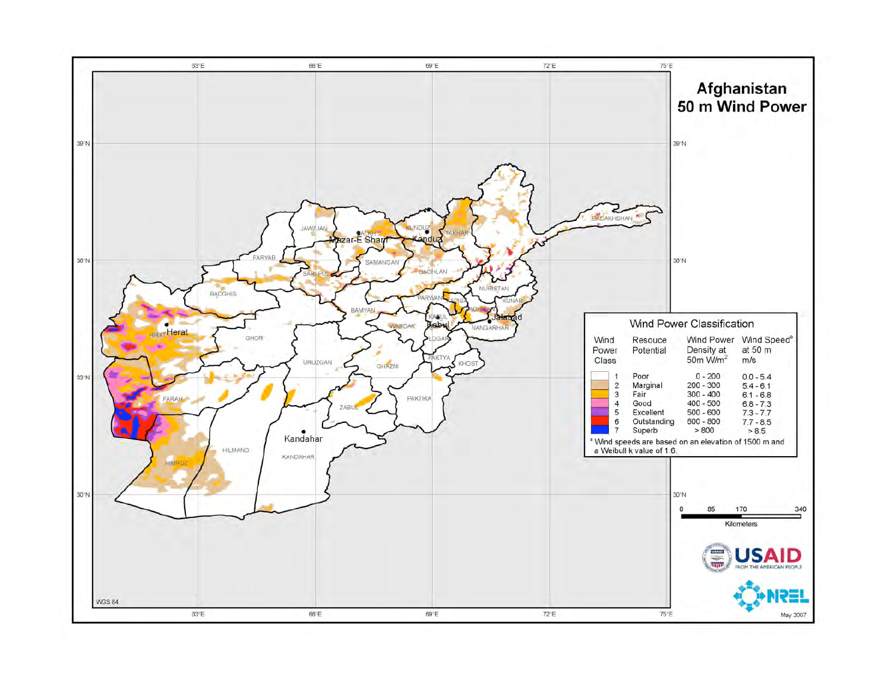# Afghanistan 50 m Wind Power

## Wind Power Classification

| Wind Power Class | Resouce Potential | Wind Power Density at 50m W/m² | Wind Speed[a] at 50 m m/s |
|---|---|---|---|
| 1 | Poor | 0 - 200 | 0.0 - 5.4 |
| 2 | Marginal | 200 - 300 | 5.4 - 6.1 |
| 3 | Fair | 300 - 400 | 6.1 - 6.8 |
| 4 | Good | 400 - 500 | 6.8 - 7.3 |
| 5 | Excellent | 500 - 600 | 7.3 - 7.7 |
| 6 | Outstanding | 600 - 800 | 7.7 - 8.5 |
| 7 | Superb | > 800 | > 8.5 |

[a] Wind speeds are based on an elevation of 1500 m and a Weibull k value of 1.6.

0 85 170 340 Kilometers

WGS 84

USAID FROM THE AMERICAN PEOPLE

NREL

May 2007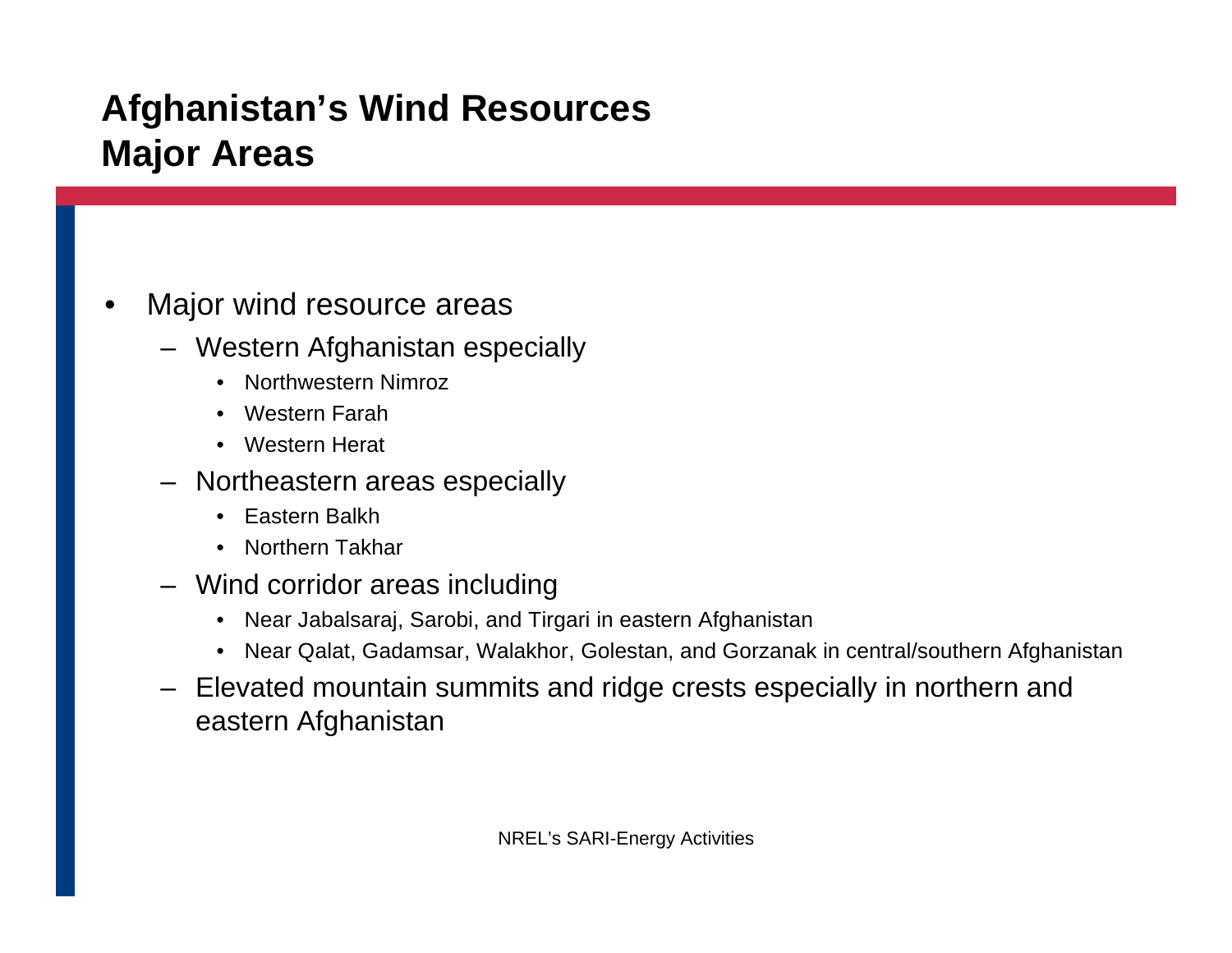# Afghanistan's Wind Resources Major Areas

- Major wind resource areas
  - Western Afghanistan especially
    - Northwestern Nimroz
    - Western Farah
    - Western Herat
  - Northeastern areas especially
    - Eastern Balkh
    - Northern Takhar
  - Wind corridor areas including
    - Near Jabalsaraj, Sarobi, and Tirgari in eastern Afghanistan
    - Near Qalat, Gadamsar, Walakhor, Golestan, and Gorzanak in central/southern Afghanistan
  - Elevated mountain summits and ridge crests especially in northern and eastern Afghanistan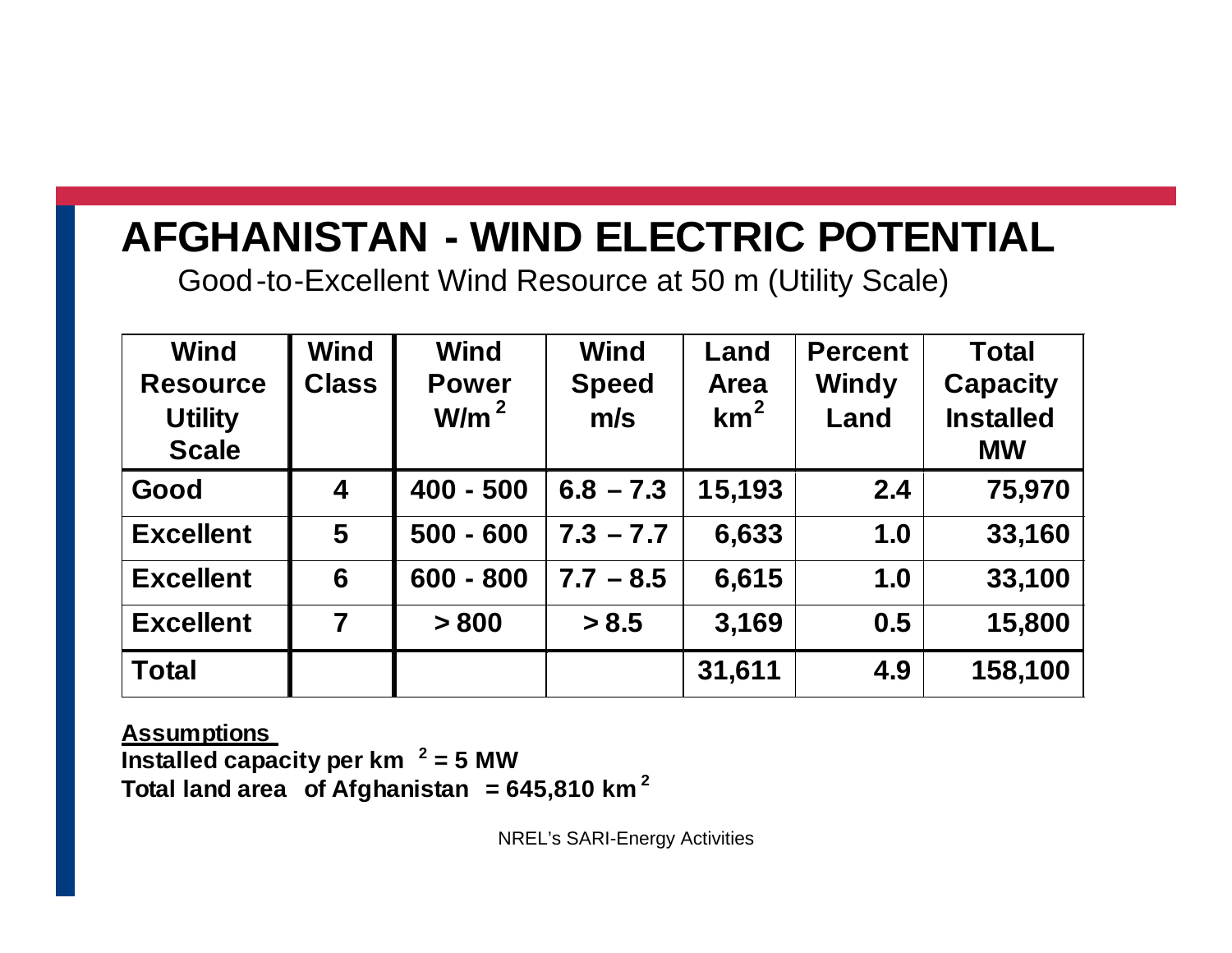# AFGHANISTAN - WIND ELECTRIC POTENTIAL

Good-to-Excellent Wind Resource at 50 m (Utility Scale)

| Wind Resource Utility Scale | Wind Class | Wind Power $W/m^2$ | Wind Speed m/s | Land Area $km^2$ | Percent Windy Land | Total Capacity Installed MW |
|---|---|---|---|---|---|---|
| Good | 4 | 400 - 500 | 6.8 – 7.3 | 15,193 | 2.4 | 75,970 |
| Excellent | 5 | 500 - 600 | 7.3 – 7.7 | 6,633 | 1.0 | 33,160 |
| Excellent | 6 | 600 - 800 | 7.7 – 8.5 | 6,615 | 1.0 | 33,100 |
| Excellent | 7 | > 800 | > 8.5 | 3,169 | 0.5 | 15,800 |
| Total | | | | 31,611 | 4.9 | 158,100 |

**Assumptions**

**Installed capacity per $km^2$ = 5 MW**

**Total land area of Afghanistan = 645,810 $km^2$**

NREL's SARI-Energy Activities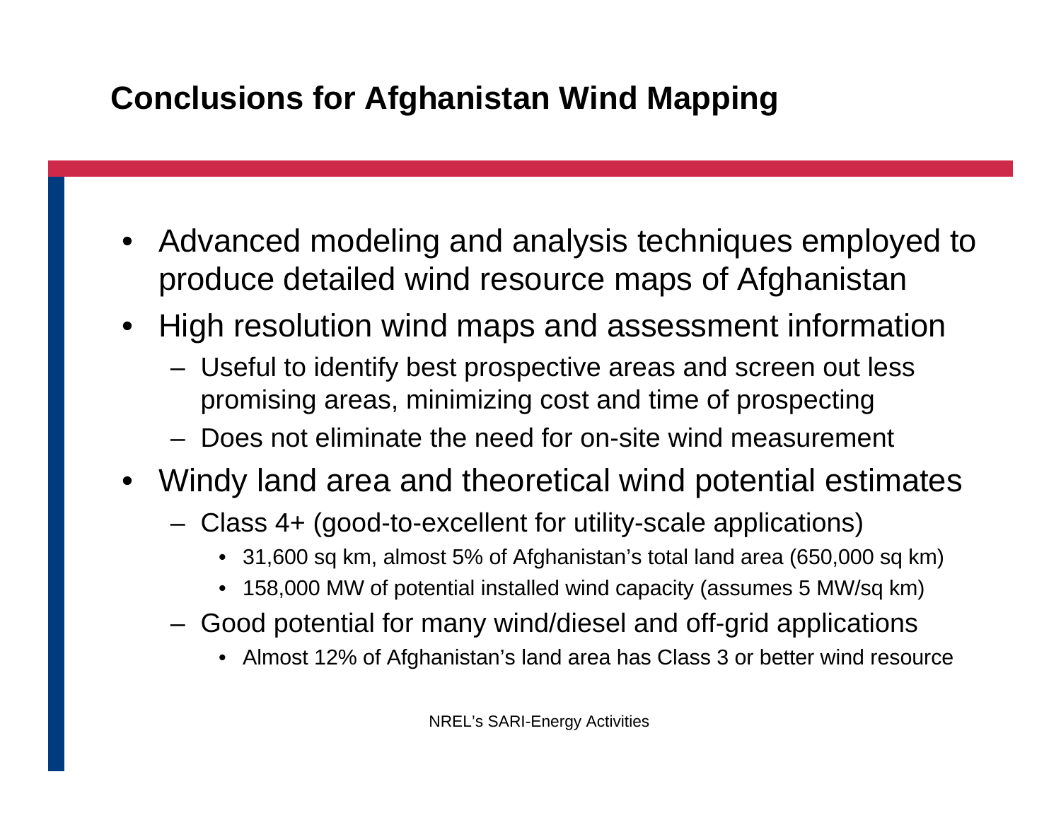# Conclusions for Afghanistan Wind Mapping

- Advanced modeling and analysis techniques employed to produce detailed wind resource maps of Afghanistan
- High resolution wind maps and assessment information
  - Useful to identify best prospective areas and screen out less promising areas, minimizing cost and time of prospecting
  - Does not eliminate the need for on-site wind measurement
- Windy land area and theoretical wind potential estimates
  - Class 4+ (good-to-excellent for utility-scale applications)
    - 31,600 sq km, almost 5% of Afghanistan's total land area (650,000 sq km)
    - 158,000 MW of potential installed wind capacity (assumes 5 MW/sq km)
  - Good potential for many wind/diesel and off-grid applications
    - Almost 12% of Afghanistan's land area has Class 3 or better wind resource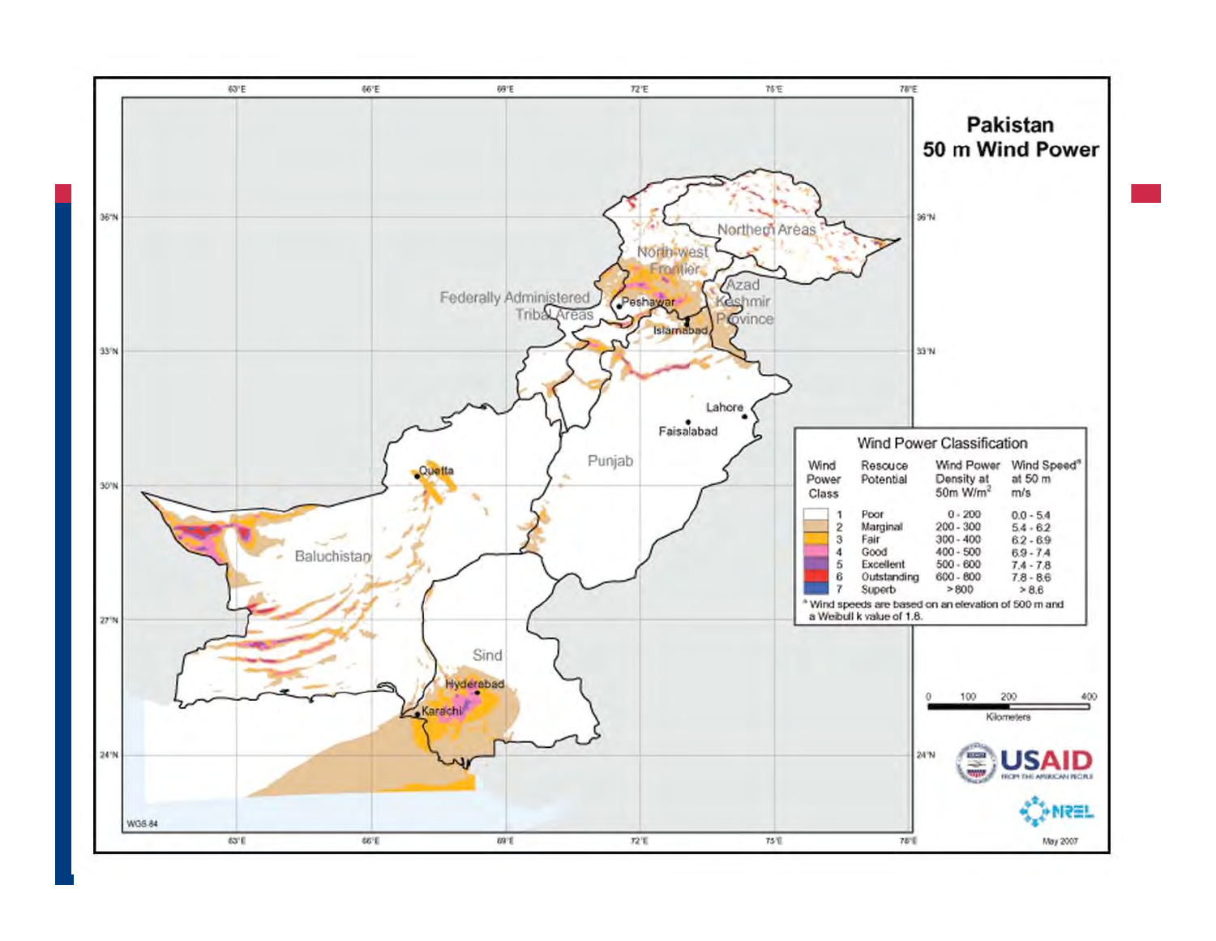# Pakistan
## 50 m Wind Power

**Wind Power Classification**

| Wind Power Class | Resouce Potential | Wind Power Density at 50m W/m² | Wind Speed[a] at 50 m m/s |
|---|---|---|---|
| 1 | Poor | 0 - 200 | 0.0 - 5.4 |
| 2 | Marginal | 200 - 300 | 5.4 - 6.2 |
| 3 | Fair | 300 - 400 | 6.2 - 6.9 |
| 4 | Good | 400 - 500 | 6.9 - 7.4 |
| 5 | Excellent | 500 - 600 | 7.4 - 7.8 |
| 6 | Outstanding | 600 - 800 | 7.8 - 8.6 |
| 7 | Superb | > 800 | > 8.6 |

[a] Wind speeds are based on an elevation of 500 m and a Weibull k value of 1.8.

Northern Areas, North-west Frontier, Federally Administered Tribal Areas, Azad Kashmir Province, Punjab, Baluchistan, Sind

Peshawar, Islamabad, Lahore, Faisalabad, Quetta, Hyderabad, Karachi

0 100 200 400 Kilometers

WGS 84

USAID FROM THE AMERICAN PEOPLE

NREL

May 2007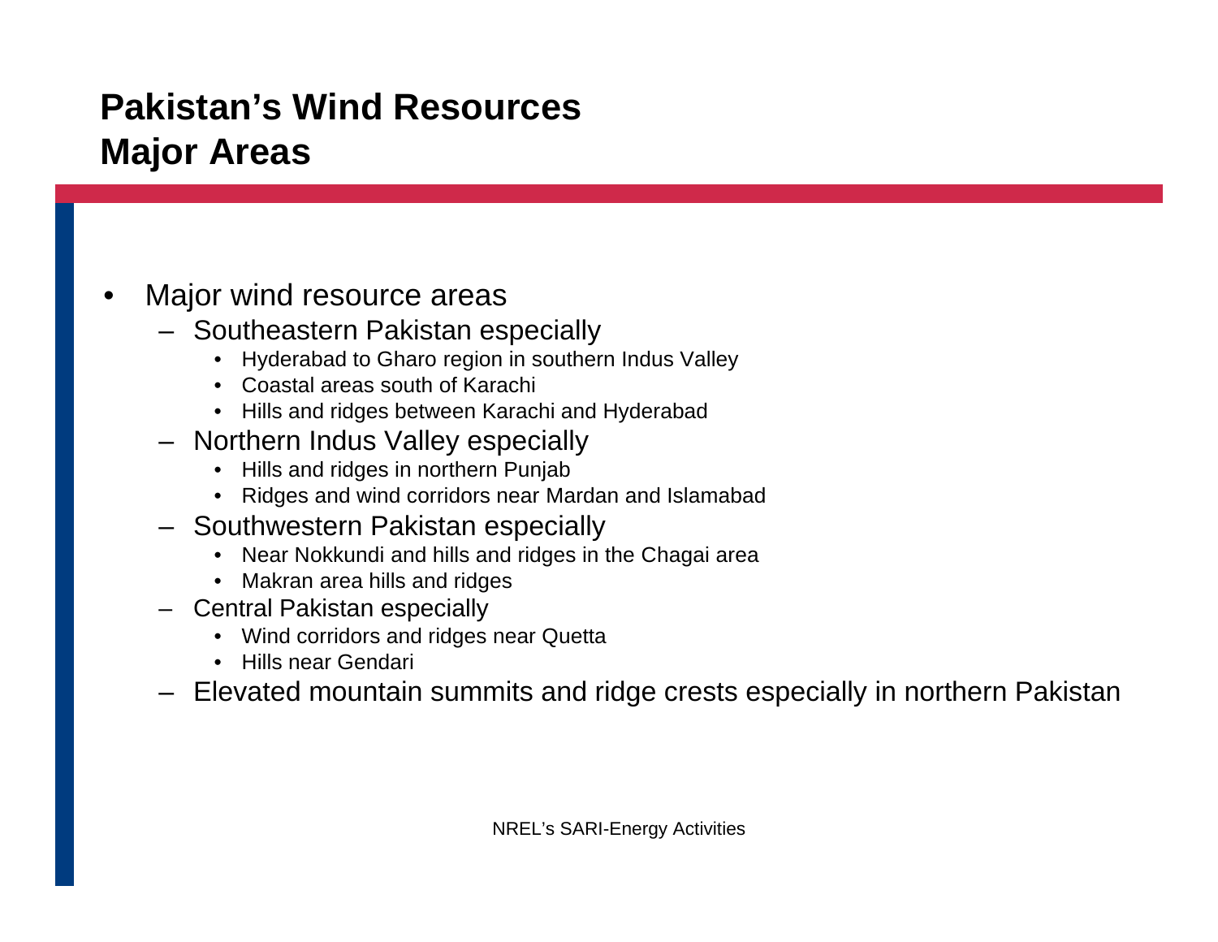# Pakistan's Wind Resources Major Areas

- Major wind resource areas
  - Southeastern Pakistan especially
    - Hyderabad to Gharo region in southern Indus Valley
    - Coastal areas south of Karachi
    - Hills and ridges between Karachi and Hyderabad
  - Northern Indus Valley especially
    - Hills and ridges in northern Punjab
    - Ridges and wind corridors near Mardan and Islamabad
  - Southwestern Pakistan especially
    - Near Nokkundi and hills and ridges in the Chagai area
    - Makran area hills and ridges
  - Central Pakistan especially
    - Wind corridors and ridges near Quetta
    - Hills near Gendari
  - Elevated mountain summits and ridge crests especially in northern Pakistan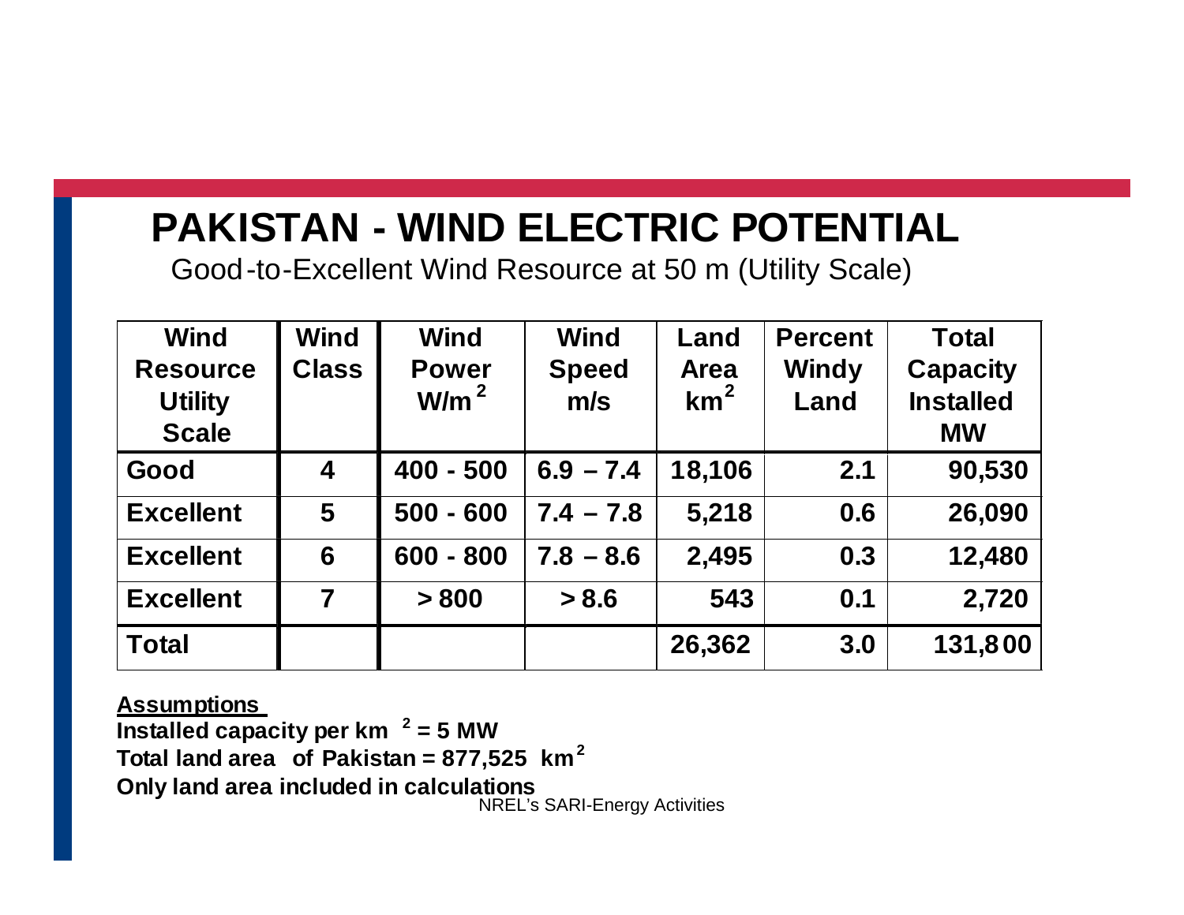# PAKISTAN - WIND ELECTRIC POTENTIAL

Good-to-Excellent Wind Resource at 50 m (Utility Scale)

| Wind Resource Utility Scale | Wind Class | Wind Power $W/m^2$ | Wind Speed m/s | Land Area $km^2$ | Percent Windy Land | Total Capacity Installed MW |
|---|---|---|---|---|---|---|
| Good | 4 | 400 - 500 | 6.9 – 7.4 | 18,106 | 2.1 | 90,530 |
| Excellent | 5 | 500 - 600 | 7.4 – 7.8 | 5,218 | 0.6 | 26,090 |
| Excellent | 6 | 600 - 800 | 7.8 – 8.6 | 2,495 | 0.3 | 12,480 |
| Excellent | 7 | > 800 | > 8.6 | 543 | 0.1 | 2,720 |
| Total | | | | 26,362 | 3.0 | 131,800 |

**Assumptions**

**Installed capacity per $km^2$ = 5 MW**

**Total land area of Pakistan = 877,525 $km^2$**

**Only land area included in calculations**

NREL's SARI-Energy Activities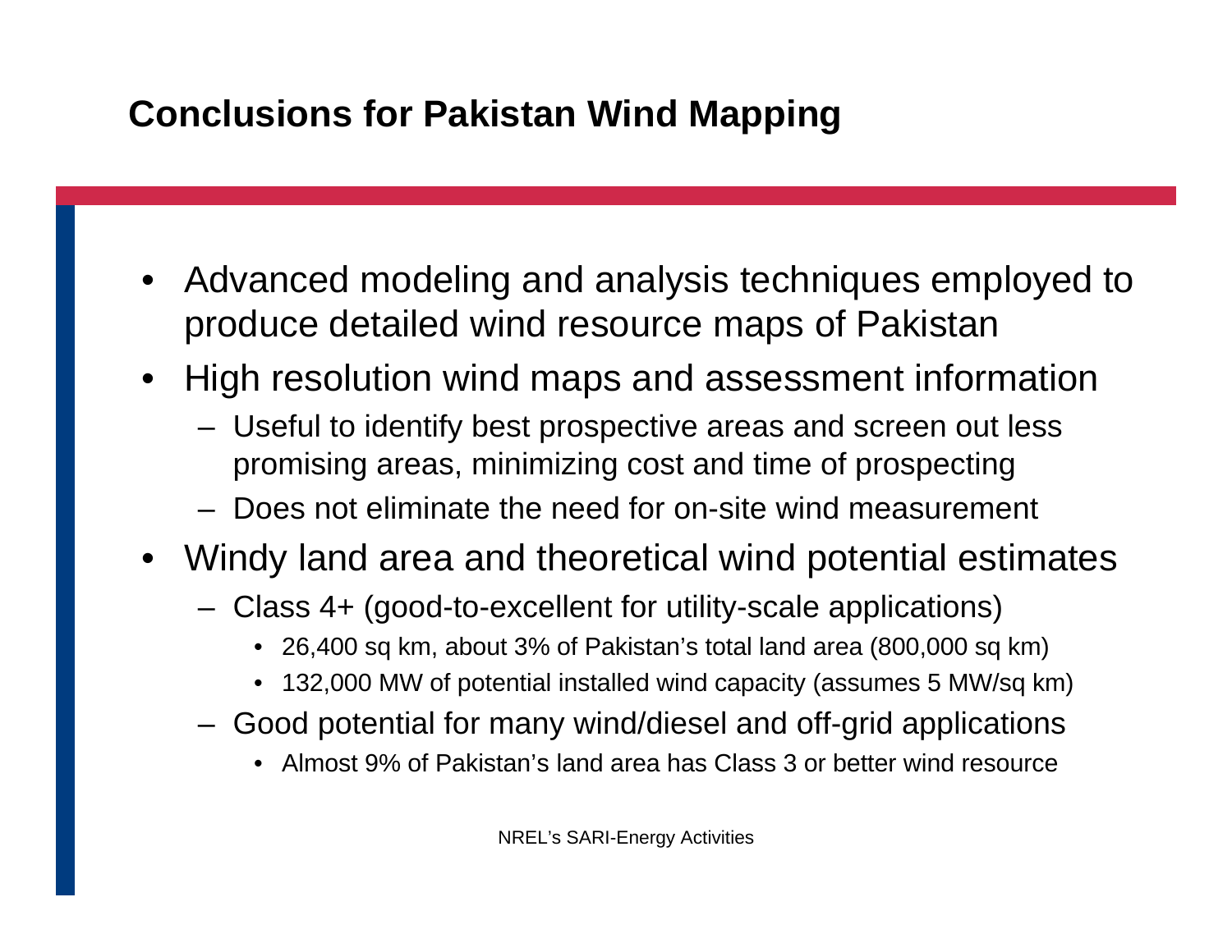# Conclusions for Pakistan Wind Mapping

- Advanced modeling and analysis techniques employed to produce detailed wind resource maps of Pakistan
- High resolution wind maps and assessment information
  - Useful to identify best prospective areas and screen out less promising areas, minimizing cost and time of prospecting
  - Does not eliminate the need for on-site wind measurement
- Windy land area and theoretical wind potential estimates
  - Class 4+ (good-to-excellent for utility-scale applications)
    - 26,400 sq km, about 3% of Pakistan's total land area (800,000 sq km)
    - 132,000 MW of potential installed wind capacity (assumes 5 MW/sq km)
  - Good potential for many wind/diesel and off-grid applications
    - Almost 9% of Pakistan's land area has Class 3 or better wind resource